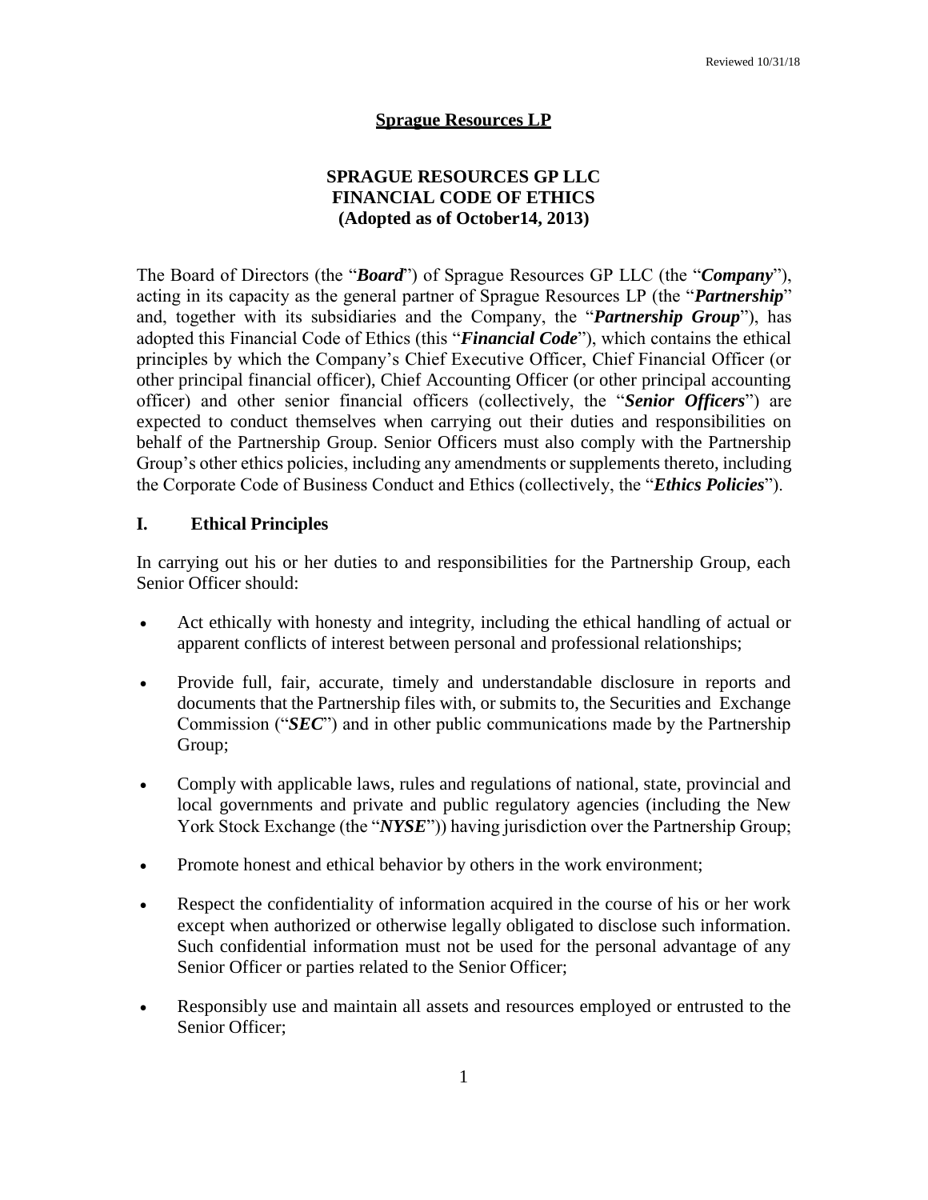Reviewed 10/31/18

**Sprague Resources LP**

**SPRAGUE RESOURCES GP LLC**
**FINANCIAL CODE OF ETHICS**
**(Adopted as of October14, 2013)**

The Board of Directors (the "***Board***") of Sprague Resources GP LLC (the "***Company***"), acting in its capacity as the general partner of Sprague Resources LP (the "***Partnership***" and, together with its subsidiaries and the Company, the "***Partnership Group***"), has adopted this Financial Code of Ethics (this "***Financial Code***"), which contains the ethical principles by which the Company's Chief Executive Officer, Chief Financial Officer (or other principal financial officer), Chief Accounting Officer (or other principal accounting officer) and other senior financial officers (collectively, the "***Senior Officers***") are expected to conduct themselves when carrying out their duties and responsibilities on behalf of the Partnership Group. Senior Officers must also comply with the Partnership Group's other ethics policies, including any amendments or supplements thereto, including the Corporate Code of Business Conduct and Ethics (collectively, the "***Ethics Policies***").

## I. Ethical Principles

In carrying out his or her duties to and responsibilities for the Partnership Group, each Senior Officer should:

- Act ethically with honesty and integrity, including the ethical handling of actual or apparent conflicts of interest between personal and professional relationships;
- Provide full, fair, accurate, timely and understandable disclosure in reports and documents that the Partnership files with, or submits to, the Securities and Exchange Commission ("***SEC***") and in other public communications made by the Partnership Group;
- Comply with applicable laws, rules and regulations of national, state, provincial and local governments and private and public regulatory agencies (including the New York Stock Exchange (the "***NYSE***")) having jurisdiction over the Partnership Group;
- Promote honest and ethical behavior by others in the work environment;
- Respect the confidentiality of information acquired in the course of his or her work except when authorized or otherwise legally obligated to disclose such information. Such confidential information must not be used for the personal advantage of any Senior Officer or parties related to the Senior Officer;
- Responsibly use and maintain all assets and resources employed or entrusted to the Senior Officer;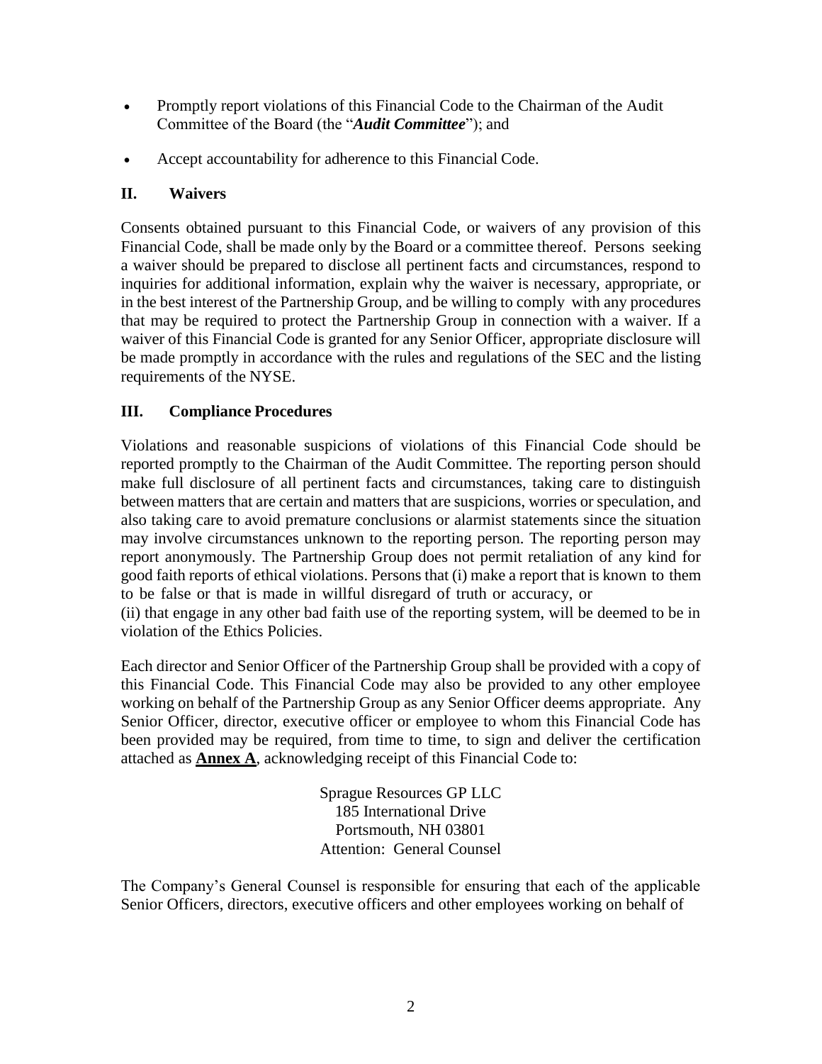- Promptly report violations of this Financial Code to the Chairman of the Audit Committee of the Board (the "***Audit Committee***"); and
- Accept accountability for adherence to this Financial Code.

## II. Waivers

Consents obtained pursuant to this Financial Code, or waivers of any provision of this Financial Code, shall be made only by the Board or a committee thereof. Persons seeking a waiver should be prepared to disclose all pertinent facts and circumstances, respond to inquiries for additional information, explain why the waiver is necessary, appropriate, or in the best interest of the Partnership Group, and be willing to comply with any procedures that may be required to protect the Partnership Group in connection with a waiver. If a waiver of this Financial Code is granted for any Senior Officer, appropriate disclosure will be made promptly in accordance with the rules and regulations of the SEC and the listing requirements of the NYSE.

## III. Compliance Procedures

Violations and reasonable suspicions of violations of this Financial Code should be reported promptly to the Chairman of the Audit Committee. The reporting person should make full disclosure of all pertinent facts and circumstances, taking care to distinguish between matters that are certain and matters that are suspicions, worries or speculation, and also taking care to avoid premature conclusions or alarmist statements since the situation may involve circumstances unknown to the reporting person. The reporting person may report anonymously. The Partnership Group does not permit retaliation of any kind for good faith reports of ethical violations. Persons that (i) make a report that is known to them to be false or that is made in willful disregard of truth or accuracy, or
(ii) that engage in any other bad faith use of the reporting system, will be deemed to be in violation of the Ethics Policies.

Each director and Senior Officer of the Partnership Group shall be provided with a copy of this Financial Code. This Financial Code may also be provided to any other employee working on behalf of the Partnership Group as any Senior Officer deems appropriate. Any Senior Officer, director, executive officer or employee to whom this Financial Code has been provided may be required, from time to time, to sign and deliver the certification attached as **Annex A**, acknowledging receipt of this Financial Code to:

Sprague Resources GP LLC
185 International Drive
Portsmouth, NH 03801
Attention: General Counsel

The Company's General Counsel is responsible for ensuring that each of the applicable Senior Officers, directors, executive officers and other employees working on behalf of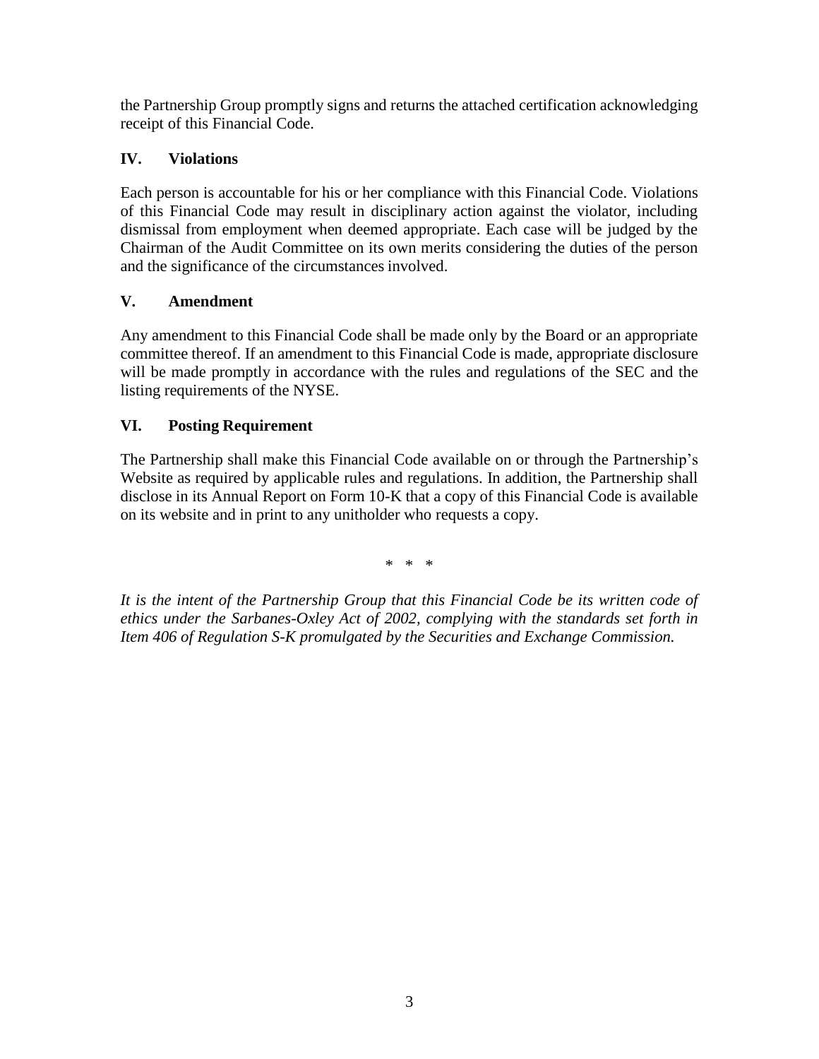the Partnership Group promptly signs and returns the attached certification acknowledging receipt of this Financial Code.

## IV. Violations

Each person is accountable for his or her compliance with this Financial Code. Violations of this Financial Code may result in disciplinary action against the violator, including dismissal from employment when deemed appropriate. Each case will be judged by the Chairman of the Audit Committee on its own merits considering the duties of the person and the significance of the circumstances involved.

## V. Amendment

Any amendment to this Financial Code shall be made only by the Board or an appropriate committee thereof. If an amendment to this Financial Code is made, appropriate disclosure will be made promptly in accordance with the rules and regulations of the SEC and the listing requirements of the NYSE.

## VI. Posting Requirement

The Partnership shall make this Financial Code available on or through the Partnership's Website as required by applicable rules and regulations. In addition, the Partnership shall disclose in its Annual Report on Form 10-K that a copy of this Financial Code is available on its website and in print to any unitholder who requests a copy.

\* \* \*

*It is the intent of the Partnership Group that this Financial Code be its written code of ethics under the Sarbanes-Oxley Act of 2002, complying with the standards set forth in Item 406 of Regulation S-K promulgated by the Securities and Exchange Commission.*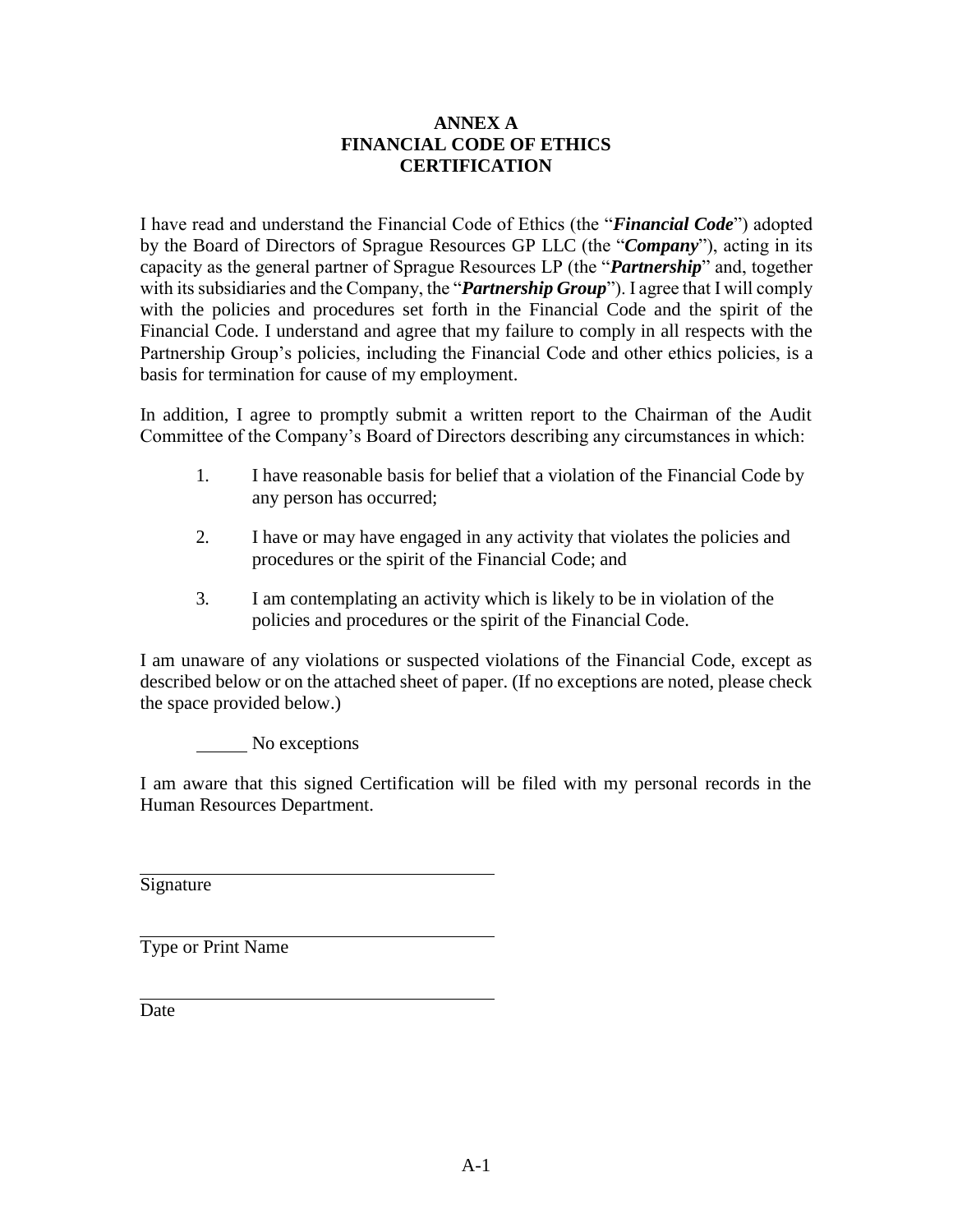# ANNEX A
# FINANCIAL CODE OF ETHICS
# CERTIFICATION

I have read and understand the Financial Code of Ethics (the "***Financial Code***") adopted by the Board of Directors of Sprague Resources GP LLC (the "***Company***"), acting in its capacity as the general partner of Sprague Resources LP (the "***Partnership***" and, together with its subsidiaries and the Company, the "***Partnership Group***"). I agree that I will comply with the policies and procedures set forth in the Financial Code and the spirit of the Financial Code. I understand and agree that my failure to comply in all respects with the Partnership Group's policies, including the Financial Code and other ethics policies, is a basis for termination for cause of my employment.

In addition, I agree to promptly submit a written report to the Chairman of the Audit Committee of the Company's Board of Directors describing any circumstances in which:

1. I have reasonable basis for belief that a violation of the Financial Code by any person has occurred;
2. I have or may have engaged in any activity that violates the policies and procedures or the spirit of the Financial Code; and
3. I am contemplating an activity which is likely to be in violation of the policies and procedures or the spirit of the Financial Code.

I am unaware of any violations or suspected violations of the Financial Code, except as described below or on the attached sheet of paper. (If no exceptions are noted, please check the space provided below.)

______ No exceptions

I am aware that this signed Certification will be filed with my personal records in the Human Resources Department.

______________________________
Signature

______________________________
Type or Print Name

______________________________
Date